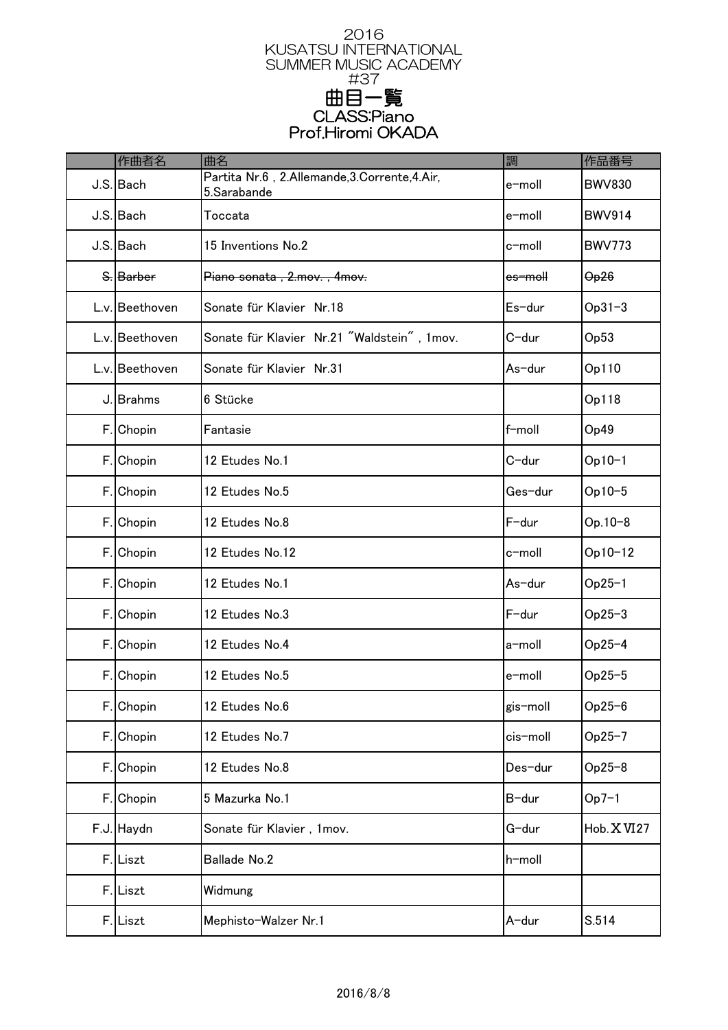# 2016 KUSATSU INTERNATIONAL SUMMER MUSIC ACADEMY #37

## 曲目一覧

### CLASS:Piano
### Prof.Hiromi OKADA

| | 作曲者名 | 曲名 | 調 | 作品番号 |
|---|---|---|---|---|
| J.S. | Bach | Partita Nr.6 , 2.Allemande,3.Corrente,4.Air, 5.Sarabande | e-moll | BWV830 |
| J.S. | Bach | Toccata | e-moll | BWV914 |
| J.S. | Bach | 15 Inventions No.2 | c-moll | BWV773 |
| ~~S.~~ | ~~Barber~~ | ~~Piano sonata , 2.mov. , 4mov.~~ | ~~es-moll~~ | ~~Op26~~ |
| L.v. | Beethoven | Sonate für Klavier Nr.18 | Es-dur | Op31-3 |
| L.v. | Beethoven | Sonate für Klavier Nr.21 "Waldstein" , 1mov. | C-dur | Op53 |
| L.v. | Beethoven | Sonate für Klavier Nr.31 | As-dur | Op110 |
| J. | Brahms | 6 Stücke | | Op118 |
| F. | Chopin | Fantasie | f-moll | Op49 |
| F. | Chopin | 12 Etudes No.1 | C-dur | Op10-1 |
| F. | Chopin | 12 Etudes No.5 | Ges-dur | Op10-5 |
| F. | Chopin | 12 Etudes No.8 | F-dur | Op.10-8 |
| F. | Chopin | 12 Etudes No.12 | c-moll | Op10-12 |
| F. | Chopin | 12 Etudes No.1 | As-dur | Op25-1 |
| F. | Chopin | 12 Etudes No.3 | F-dur | Op25-3 |
| F. | Chopin | 12 Etudes No.4 | a-moll | Op25-4 |
| F. | Chopin | 12 Etudes No.5 | e-moll | Op25-5 |
| F. | Chopin | 12 Etudes No.6 | gis-moll | Op25-6 |
| F. | Chopin | 12 Etudes No.7 | cis-moll | Op25-7 |
| F. | Chopin | 12 Etudes No.8 | Des-dur | Op25-8 |
| F. | Chopin | 5 Mazurka No.1 | B-dur | Op7-1 |
| F.J. | Haydn | Sonate für Klavier , 1mov. | G-dur | Hob.XVI27 |
| F. | Liszt | Ballade No.2 | h-moll | |
| F. | Liszt | Widmung | | |
| F. | Liszt | Mephisto-Walzer Nr.1 | A-dur | S.514 |

2016/8/8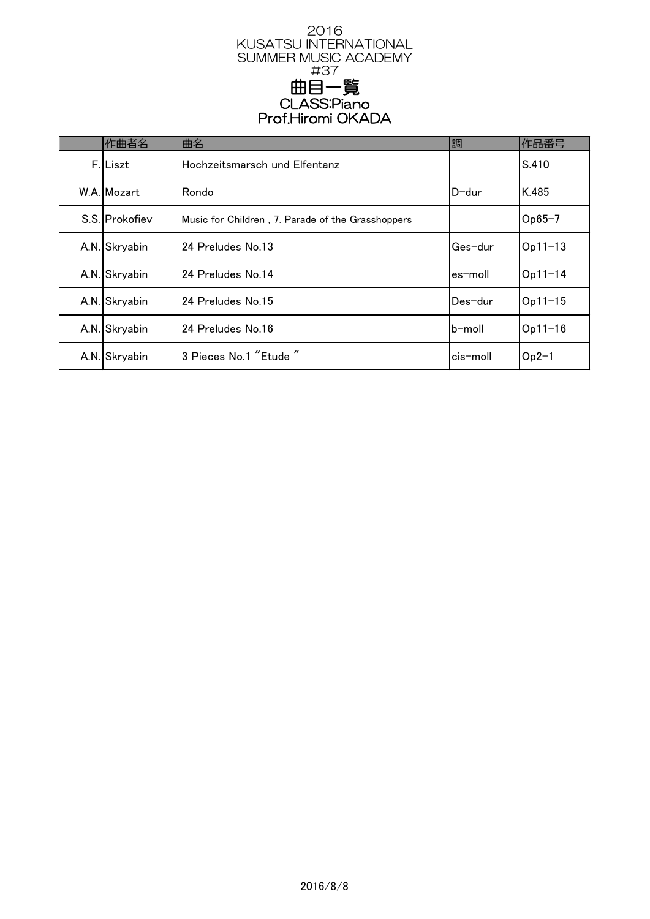# 2016 KUSATSU INTERNATIONAL SUMMER MUSIC ACADEMY #37

## 曲目一覧

### CLASS:Piano
### Prof.Hiromi OKADA

| | 作曲者名 | 曲名 | 調 | 作品番号 |
|---|---|---|---|---|
| F. | Liszt | Hochzeitsmarsch und Elfentanz | | S.410 |
| W.A. | Mozart | Rondo | D-dur | K.485 |
| S.S. | Prokofiev | Music for Children , 7. Parade of the Grasshoppers | | Op65-7 |
| A.N. | Skryabin | 24 Preludes No.13 | Ges-dur | Op11-13 |
| A.N. | Skryabin | 24 Preludes No.14 | es-moll | Op11-14 |
| A.N. | Skryabin | 24 Preludes No.15 | Des-dur | Op11-15 |
| A.N. | Skryabin | 24 Preludes No.16 | b-moll | Op11-16 |
| A.N. | Skryabin | 3 Pieces No.1 "Etude " | cis-moll | Op2-1 |

2016/8/8